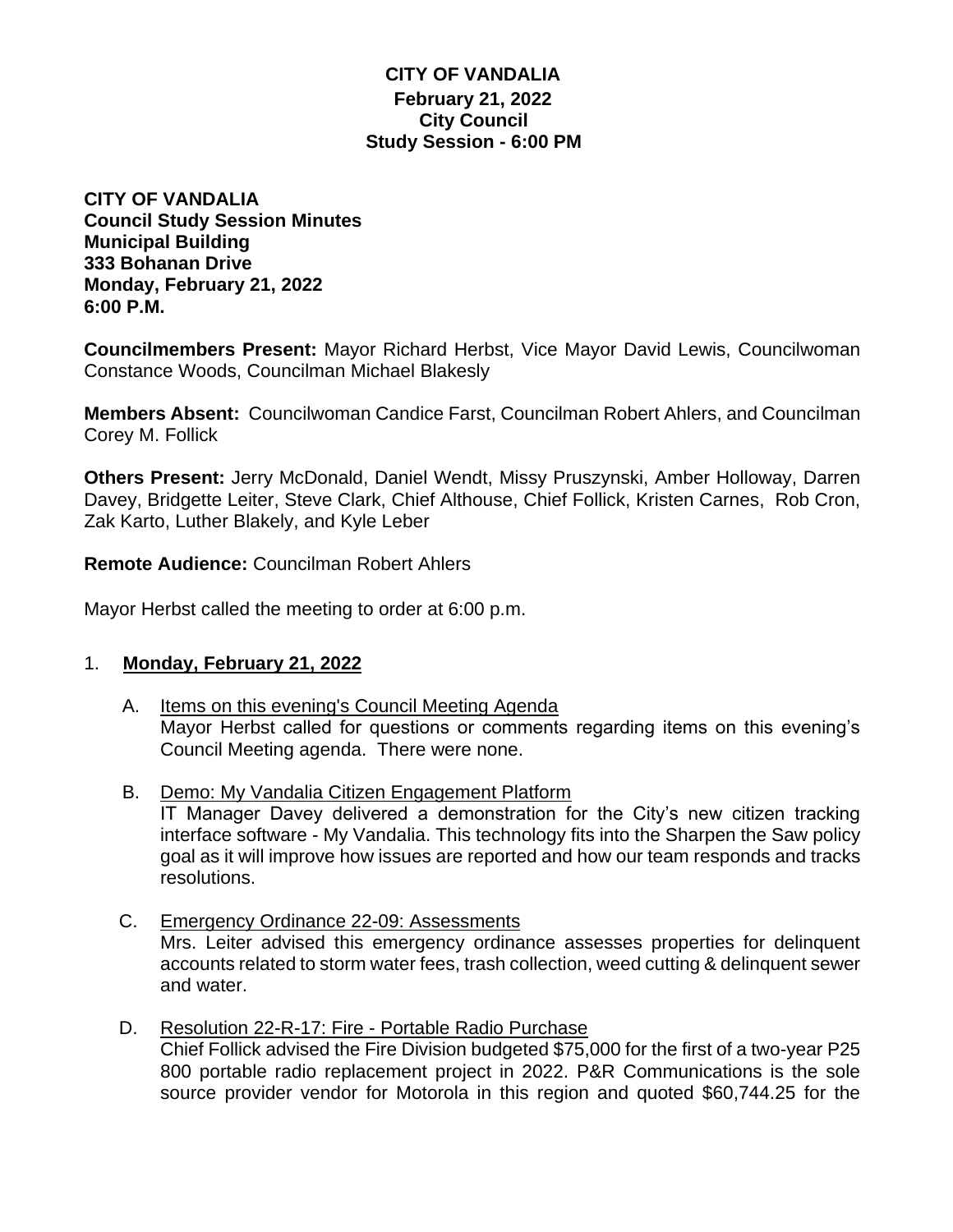**CITY OF VANDALIA**
**February 21, 2022**
**City Council**
**Study Session - 6:00 PM**

**CITY OF VANDALIA**
**Council Study Session Minutes**
**Municipal Building**
**333 Bohanan Drive**
**Monday, February 21, 2022**
**6:00 P.M.**

**Councilmembers Present:** Mayor Richard Herbst, Vice Mayor David Lewis, Councilwoman Constance Woods, Councilman Michael Blakesly

**Members Absent:** Councilwoman Candice Farst, Councilman Robert Ahlers, and Councilman Corey M. Follick

**Others Present:** Jerry McDonald, Daniel Wendt, Missy Pruszynski, Amber Holloway, Darren Davey, Bridgette Leiter, Steve Clark, Chief Althouse, Chief Follick, Kristen Carnes, Rob Cron, Zak Karto, Luther Blakely, and Kyle Leber

**Remote Audience:** Councilman Robert Ahlers

Mayor Herbst called the meeting to order at 6:00 p.m.

1. **Monday, February 21, 2022**

   A. Items on this evening's Council Meeting Agenda
   Mayor Herbst called for questions or comments regarding items on this evening's Council Meeting agenda. There were none.

   B. Demo: My Vandalia Citizen Engagement Platform
   IT Manager Davey delivered a demonstration for the City's new citizen tracking interface software - My Vandalia. This technology fits into the Sharpen the Saw policy goal as it will improve how issues are reported and how our team responds and tracks resolutions.

   C. Emergency Ordinance 22-09: Assessments
   Mrs. Leiter advised this emergency ordinance assesses properties for delinquent accounts related to storm water fees, trash collection, weed cutting & delinquent sewer and water.

   D. Resolution 22-R-17: Fire - Portable Radio Purchase
   Chief Follick advised the Fire Division budgeted $75,000 for the first of a two-year P25 800 portable radio replacement project in 2022. P&R Communications is the sole source provider vendor for Motorola in this region and quoted $60,744.25 for the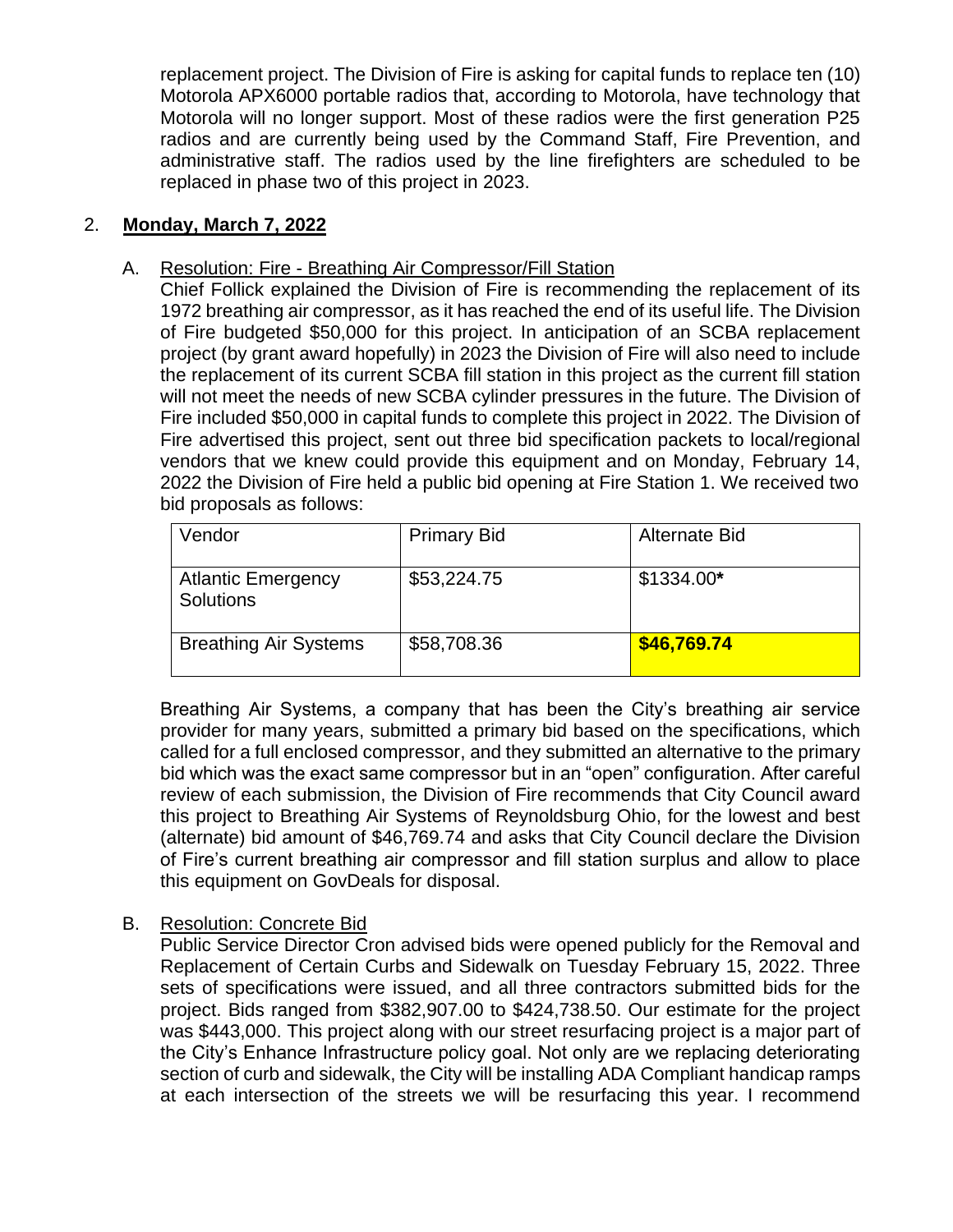replacement project. The Division of Fire is asking for capital funds to replace ten (10) Motorola APX6000 portable radios that, according to Motorola, have technology that Motorola will no longer support. Most of these radios were the first generation P25 radios and are currently being used by the Command Staff, Fire Prevention, and administrative staff. The radios used by the line firefighters are scheduled to be replaced in phase two of this project in 2023.

2. **Monday, March 7, 2022**

   A. Resolution: Fire - Breathing Air Compressor/Fill Station

   Chief Follick explained the Division of Fire is recommending the replacement of its 1972 breathing air compressor, as it has reached the end of its useful life. The Division of Fire budgeted $50,000 for this project. In anticipation of an SCBA replacement project (by grant award hopefully) in 2023 the Division of Fire will also need to include the replacement of its current SCBA fill station in this project as the current fill station will not meet the needs of new SCBA cylinder pressures in the future. The Division of Fire included $50,000 in capital funds to complete this project in 2022. The Division of Fire advertised this project, sent out three bid specification packets to local/regional vendors that we knew could provide this equipment and on Monday, February 14, 2022 the Division of Fire held a public bid opening at Fire Station 1. We received two bid proposals as follows:

| Vendor | Primary Bid | Alternate Bid |
|---|---|---|
| Atlantic Emergency Solutions | $53,224.75 | $1334.00**\*** |
| Breathing Air Systems | $58,708.36 | **$46,769.74** |

   Breathing Air Systems, a company that has been the City's breathing air service provider for many years, submitted a primary bid based on the specifications, which called for a full enclosed compressor, and they submitted an alternative to the primary bid which was the exact same compressor but in an "open" configuration. After careful review of each submission, the Division of Fire recommends that City Council award this project to Breathing Air Systems of Reynoldsburg Ohio, for the lowest and best (alternate) bid amount of $46,769.74 and asks that City Council declare the Division of Fire's current breathing air compressor and fill station surplus and allow to place this equipment on GovDeals for disposal.

   B. Resolution: Concrete Bid

   Public Service Director Cron advised bids were opened publicly for the Removal and Replacement of Certain Curbs and Sidewalk on Tuesday February 15, 2022. Three sets of specifications were issued, and all three contractors submitted bids for the project. Bids ranged from $382,907.00 to $424,738.50. Our estimate for the project was $443,000. This project along with our street resurfacing project is a major part of the City's Enhance Infrastructure policy goal. Not only are we replacing deteriorating section of curb and sidewalk, the City will be installing ADA Compliant handicap ramps at each intersection of the streets we will be resurfacing this year. I recommend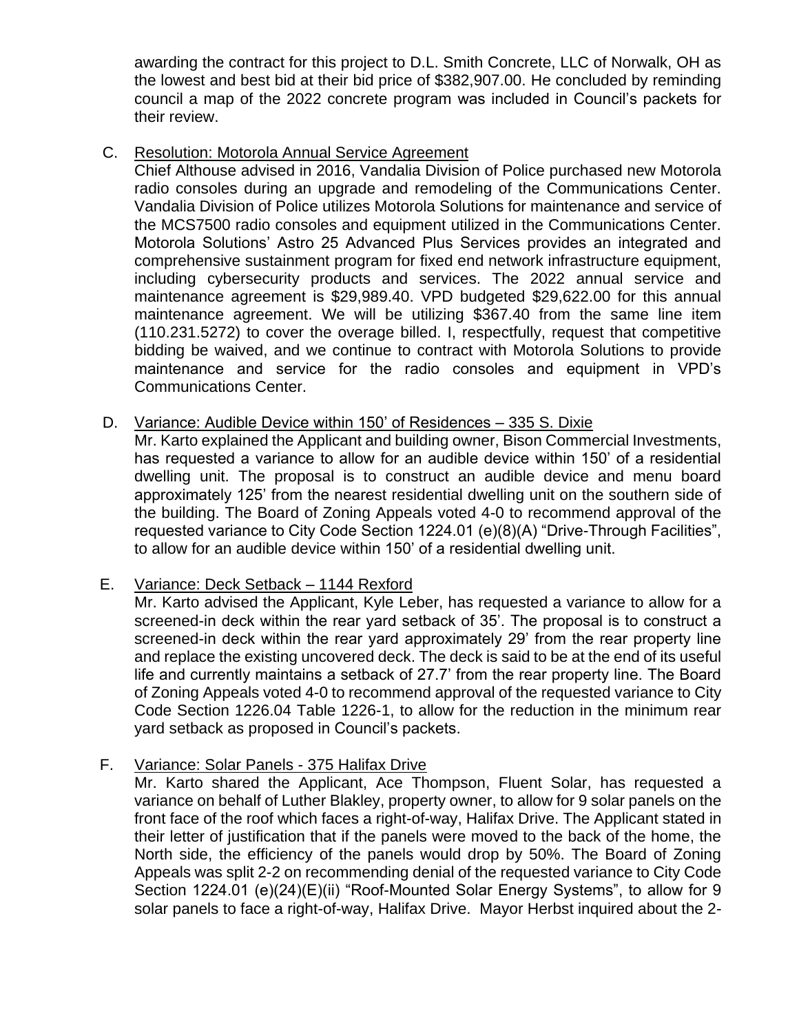awarding the contract for this project to D.L. Smith Concrete, LLC of Norwalk, OH as the lowest and best bid at their bid price of $382,907.00. He concluded by reminding council a map of the 2022 concrete program was included in Council's packets for their review.

C. Resolution: Motorola Annual Service Agreement

Chief Althouse advised in 2016, Vandalia Division of Police purchased new Motorola radio consoles during an upgrade and remodeling of the Communications Center. Vandalia Division of Police utilizes Motorola Solutions for maintenance and service of the MCS7500 radio consoles and equipment utilized in the Communications Center. Motorola Solutions' Astro 25 Advanced Plus Services provides an integrated and comprehensive sustainment program for fixed end network infrastructure equipment, including cybersecurity products and services. The 2022 annual service and maintenance agreement is $29,989.40. VPD budgeted $29,622.00 for this annual maintenance agreement. We will be utilizing $367.40 from the same line item (110.231.5272) to cover the overage billed. I, respectfully, request that competitive bidding be waived, and we continue to contract with Motorola Solutions to provide maintenance and service for the radio consoles and equipment in VPD's Communications Center.

D. Variance: Audible Device within 150' of Residences – 335 S. Dixie

Mr. Karto explained the Applicant and building owner, Bison Commercial Investments, has requested a variance to allow for an audible device within 150' of a residential dwelling unit. The proposal is to construct an audible device and menu board approximately 125' from the nearest residential dwelling unit on the southern side of the building. The Board of Zoning Appeals voted 4-0 to recommend approval of the requested variance to City Code Section 1224.01 (e)(8)(A) "Drive-Through Facilities", to allow for an audible device within 150' of a residential dwelling unit.

E. Variance: Deck Setback – 1144 Rexford

Mr. Karto advised the Applicant, Kyle Leber, has requested a variance to allow for a screened-in deck within the rear yard setback of 35'. The proposal is to construct a screened-in deck within the rear yard approximately 29' from the rear property line and replace the existing uncovered deck. The deck is said to be at the end of its useful life and currently maintains a setback of 27.7' from the rear property line. The Board of Zoning Appeals voted 4-0 to recommend approval of the requested variance to City Code Section 1226.04 Table 1226-1, to allow for the reduction in the minimum rear yard setback as proposed in Council's packets.

F. Variance: Solar Panels - 375 Halifax Drive

Mr. Karto shared the Applicant, Ace Thompson, Fluent Solar, has requested a variance on behalf of Luther Blakley, property owner, to allow for 9 solar panels on the front face of the roof which faces a right-of-way, Halifax Drive. The Applicant stated in their letter of justification that if the panels were moved to the back of the home, the North side, the efficiency of the panels would drop by 50%. The Board of Zoning Appeals was split 2-2 on recommending denial of the requested variance to City Code Section 1224.01 (e)(24)(E)(ii) "Roof-Mounted Solar Energy Systems", to allow for 9 solar panels to face a right-of-way, Halifax Drive. Mayor Herbst inquired about the 2-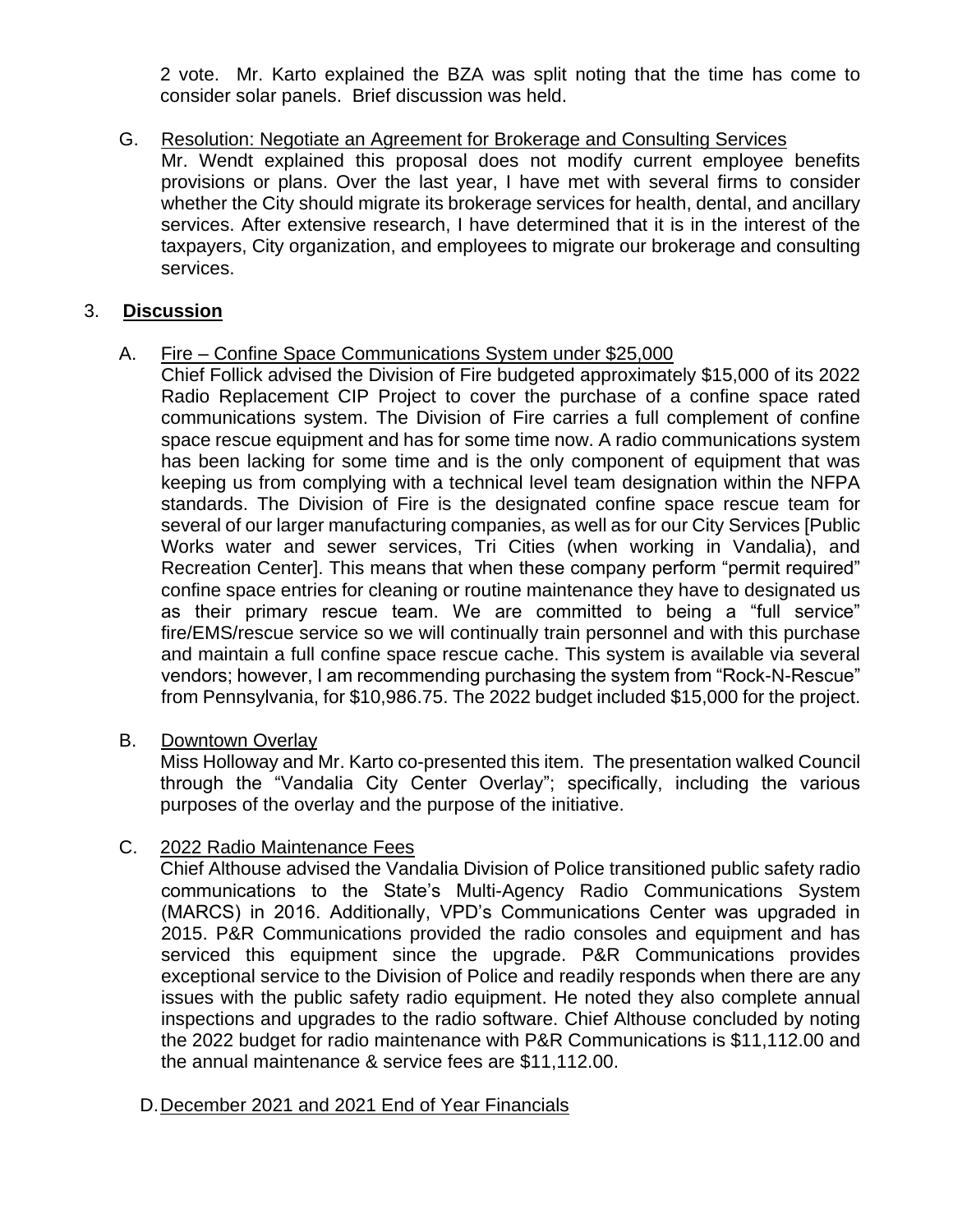2 vote. Mr. Karto explained the BZA was split noting that the time has come to consider solar panels. Brief discussion was held.

G. Resolution: Negotiate an Agreement for Brokerage and Consulting Services
Mr. Wendt explained this proposal does not modify current employee benefits provisions or plans. Over the last year, I have met with several firms to consider whether the City should migrate its brokerage services for health, dental, and ancillary services. After extensive research, I have determined that it is in the interest of the taxpayers, City organization, and employees to migrate our brokerage and consulting services.

## 3. **Discussion**

A. Fire – Confine Space Communications System under $25,000
Chief Follick advised the Division of Fire budgeted approximately $15,000 of its 2022 Radio Replacement CIP Project to cover the purchase of a confine space rated communications system. The Division of Fire carries a full complement of confine space rescue equipment and has for some time now. A radio communications system has been lacking for some time and is the only component of equipment that was keeping us from complying with a technical level team designation within the NFPA standards. The Division of Fire is the designated confine space rescue team for several of our larger manufacturing companies, as well as for our City Services [Public Works water and sewer services, Tri Cities (when working in Vandalia), and Recreation Center]. This means that when these company perform "permit required" confine space entries for cleaning or routine maintenance they have to designated us as their primary rescue team. We are committed to being a "full service" fire/EMS/rescue service so we will continually train personnel and with this purchase and maintain a full confine space rescue cache. This system is available via several vendors; however, I am recommending purchasing the system from "Rock-N-Rescue" from Pennsylvania, for $10,986.75. The 2022 budget included $15,000 for the project.

B. Downtown Overlay
Miss Holloway and Mr. Karto co-presented this item. The presentation walked Council through the "Vandalia City Center Overlay"; specifically, including the various purposes of the overlay and the purpose of the initiative.

C. 2022 Radio Maintenance Fees
Chief Althouse advised the Vandalia Division of Police transitioned public safety radio communications to the State's Multi-Agency Radio Communications System (MARCS) in 2016. Additionally, VPD's Communications Center was upgraded in 2015. P&R Communications provided the radio consoles and equipment and has serviced this equipment since the upgrade. P&R Communications provides exceptional service to the Division of Police and readily responds when there are any issues with the public safety radio equipment. He noted they also complete annual inspections and upgrades to the radio software. Chief Althouse concluded by noting the 2022 budget for radio maintenance with P&R Communications is $11,112.00 and the annual maintenance & service fees are $11,112.00.

D. December 2021 and 2021 End of Year Financials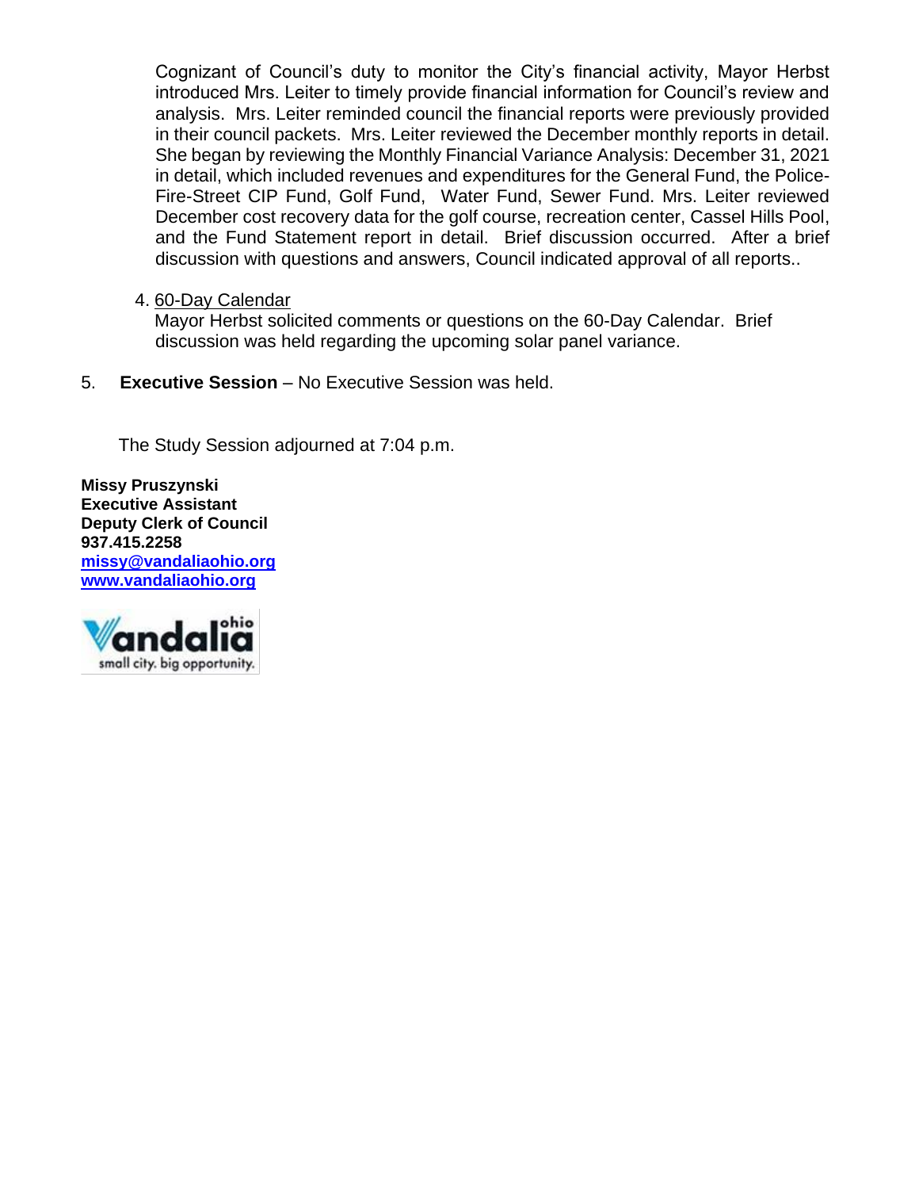Cognizant of Council's duty to monitor the City's financial activity, Mayor Herbst introduced Mrs. Leiter to timely provide financial information for Council's review and analysis. Mrs. Leiter reminded council the financial reports were previously provided in their council packets. Mrs. Leiter reviewed the December monthly reports in detail. She began by reviewing the Monthly Financial Variance Analysis: December 31, 2021 in detail, which included revenues and expenditures for the General Fund, the Police-Fire-Street CIP Fund, Golf Fund, Water Fund, Sewer Fund. Mrs. Leiter reviewed December cost recovery data for the golf course, recreation center, Cassel Hills Pool, and the Fund Statement report in detail. Brief discussion occurred. After a brief discussion with questions and answers, Council indicated approval of all reports..

4. 60-Day Calendar

   Mayor Herbst solicited comments or questions on the 60-Day Calendar. Brief discussion was held regarding the upcoming solar panel variance.

5. **Executive Session** – No Executive Session was held.

The Study Session adjourned at 7:04 p.m.

**Missy Pruszynski**
**Executive Assistant**
**Deputy Clerk of Council**
**937.415.2258**
**missy@vandaliaohio.org**
**www.vandaliaohio.org**

Vandalia ohio
small city. big opportunity.